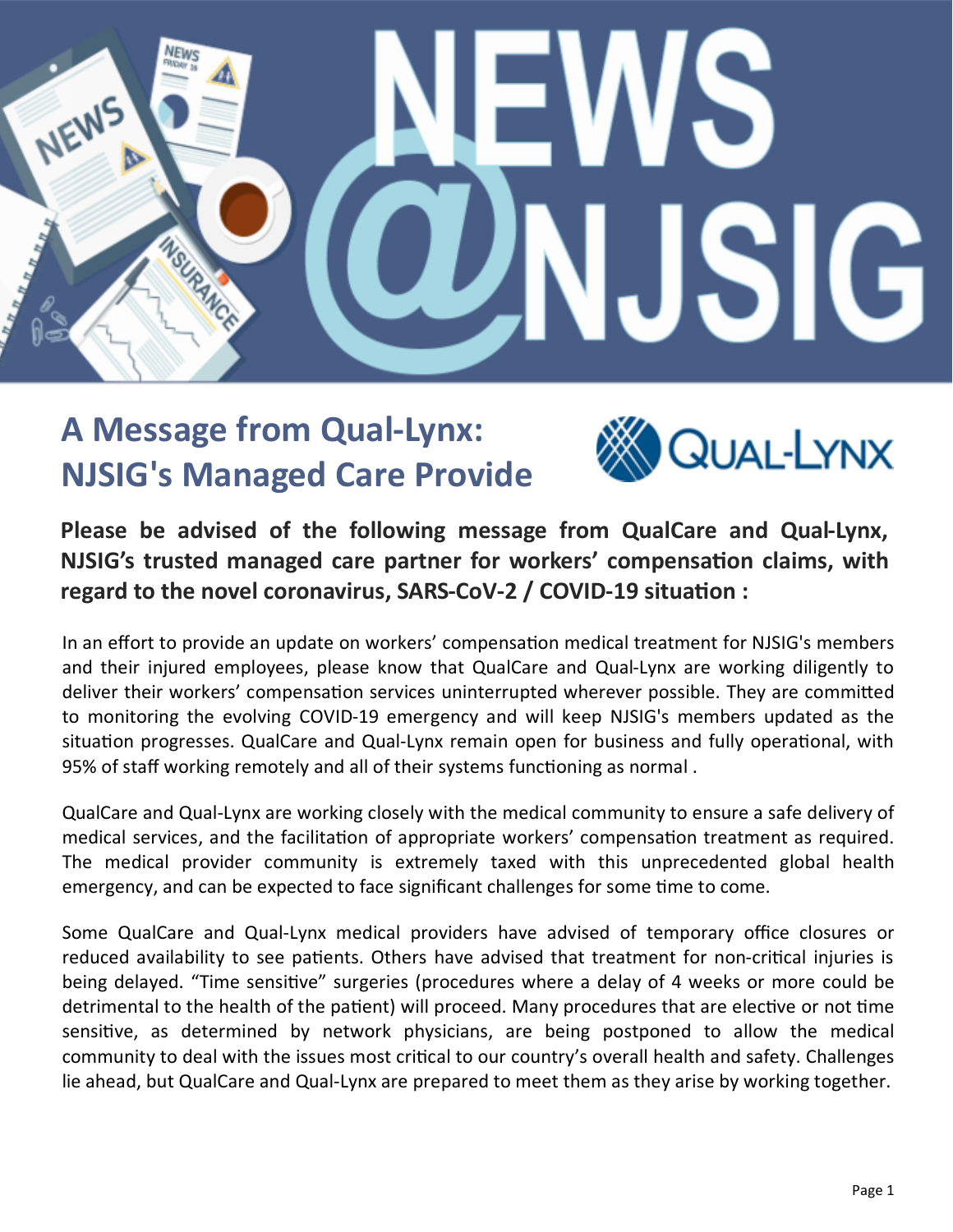# NEWS @NJSIG

## A Message from Qual-Lynx: NJSIG's Managed Care Provide

QUAL-LYNX

**Please be advised of the following message from QualCare and Qual-Lynx, NJSIG's trusted managed care partner for workers' compensation claims, with regard to the novel coronavirus, SARS-CoV-2 / COVID-19 situation :**

In an effort to provide an update on workers' compensation medical treatment for NJSIG's members and their injured employees, please know that QualCare and Qual-Lynx are working diligently to deliver their workers' compensation services uninterrupted wherever possible. They are committed to monitoring the evolving COVID-19 emergency and will keep NJSIG's members updated as the situation progresses. QualCare and Qual-Lynx remain open for business and fully operational, with 95% of staff working remotely and all of their systems functioning as normal .

QualCare and Qual-Lynx are working closely with the medical community to ensure a safe delivery of medical services, and the facilitation of appropriate workers' compensation treatment as required. The medical provider community is extremely taxed with this unprecedented global health emergency, and can be expected to face significant challenges for some time to come.

Some QualCare and Qual-Lynx medical providers have advised of temporary office closures or reduced availability to see patients. Others have advised that treatment for non-critical injuries is being delayed. "Time sensitive" surgeries (procedures where a delay of 4 weeks or more could be detrimental to the health of the patient) will proceed. Many procedures that are elective or not time sensitive, as determined by network physicians, are being postponed to allow the medical community to deal with the issues most critical to our country's overall health and safety. Challenges lie ahead, but QualCare and Qual-Lynx are prepared to meet them as they arise by working together.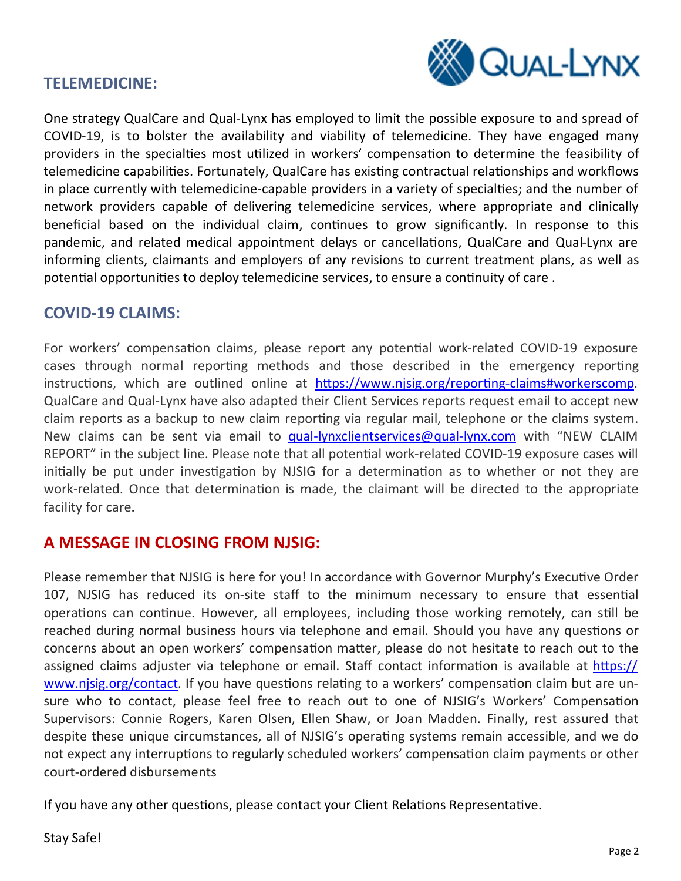## TELEMEDICINE:

One strategy QualCare and Qual-Lynx has employed to limit the possible exposure to and spread of COVID-19, is to bolster the availability and viability of telemedicine. They have engaged many providers in the specialties most utilized in workers' compensation to determine the feasibility of telemedicine capabilities. Fortunately, QualCare has existing contractual relationships and workflows in place currently with telemedicine-capable providers in a variety of specialties; and the number of network providers capable of delivering telemedicine services, where appropriate and clinically beneficial based on the individual claim, continues to grow significantly. In response to this pandemic, and related medical appointment delays or cancellations, QualCare and Qual-Lynx are informing clients, claimants and employers of any revisions to current treatment plans, as well as potential opportunities to deploy telemedicine services, to ensure a continuity of care .

## COVID-19 CLAIMS:

For workers' compensation claims, please report any potential work-related COVID-19 exposure cases through normal reporting methods and those described in the emergency reporting instructions, which are outlined online at https://www.njsig.org/reporting-claims#workerscomp. QualCare and Qual-Lynx have also adapted their Client Services reports request email to accept new claim reports as a backup to new claim reporting via regular mail, telephone or the claims system. New claims can be sent via email to qual-lynxclientservices@qual-lynx.com with "NEW CLAIM REPORT" in the subject line. Please note that all potential work-related COVID-19 exposure cases will initially be put under investigation by NJSIG for a determination as to whether or not they are work-related. Once that determination is made, the claimant will be directed to the appropriate facility for care.

## A MESSAGE IN CLOSING FROM NJSIG:

Please remember that NJSIG is here for you! In accordance with Governor Murphy's Executive Order 107, NJSIG has reduced its on-site staff to the minimum necessary to ensure that essential operations can continue. However, all employees, including those working remotely, can still be reached during normal business hours via telephone and email. Should you have any questions or concerns about an open workers' compensation matter, please do not hesitate to reach out to the assigned claims adjuster via telephone or email. Staff contact information is available at https://www.njsig.org/contact. If you have questions relating to a workers' compensation claim but are unsure who to contact, please feel free to reach out to one of NJSIG's Workers' Compensation Supervisors: Connie Rogers, Karen Olsen, Ellen Shaw, or Joan Madden. Finally, rest assured that despite these unique circumstances, all of NJSIG's operating systems remain accessible, and we do not expect any interruptions to regularly scheduled workers' compensation claim payments or other court-ordered disbursements

If you have any other questions, please contact your Client Relations Representative.

Stay Safe!